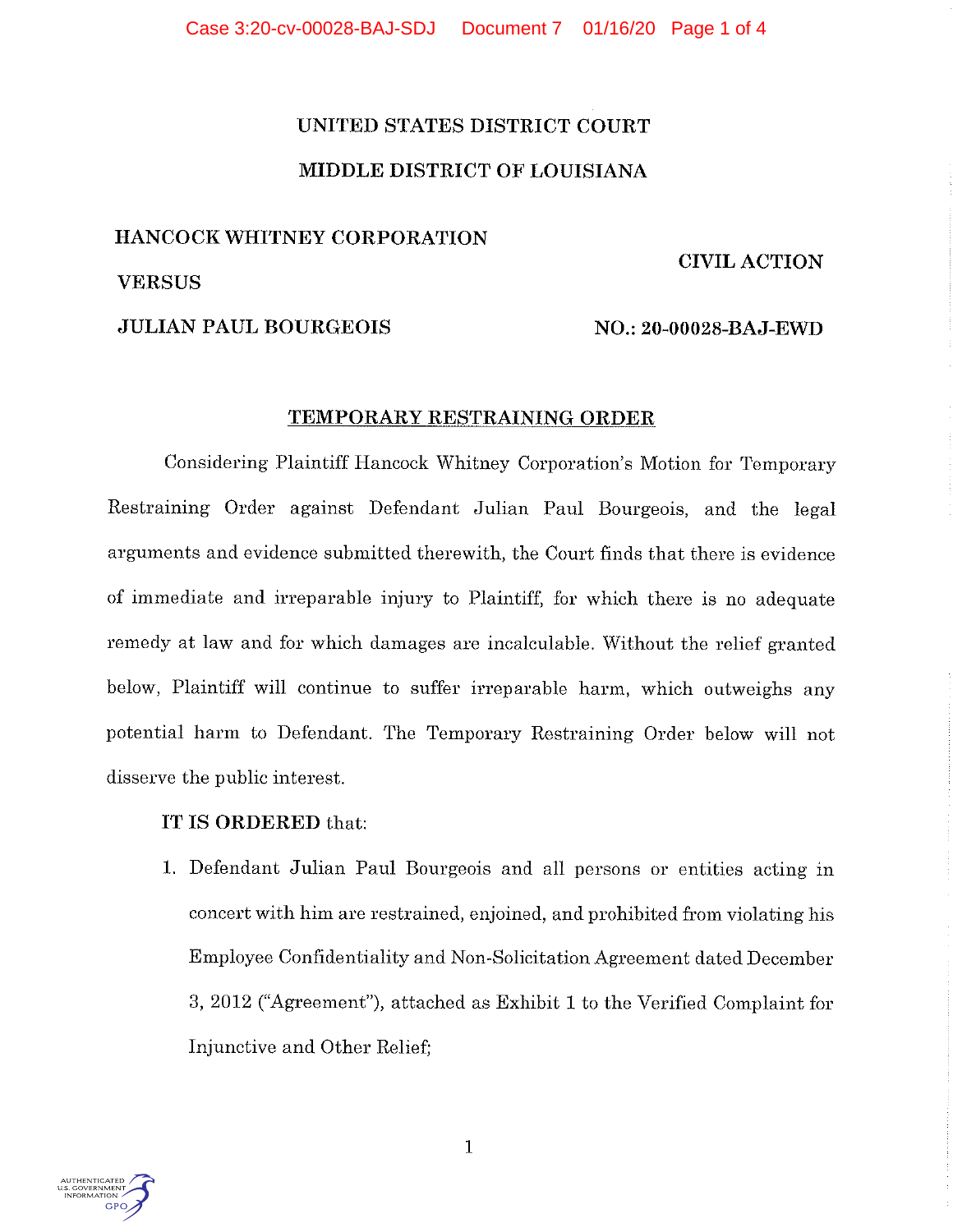UNITED STATES DISTRICT COURT

MIDDLE DISTRICT OF LOUISIANA

HANCOCK WHITNEY CORPORATION

CIVIL ACTION

VERSUS

JULIAN PAUL BOURGEOIS

NO.: 20-00028-BAJ-EWD

## TEMPORARY RESTRAINING ORDER

Considering Plaintiff Hancock Whitney Corporation's Motion for Temporary Restraining Order against Defendant Julian Paul Bourgeois, and the legal arguments and evidence submitted therewith, the Court finds that there is evidence of immediate and irreparable injury to Plaintiff, for which there is no adequate remedy at law and for which damages are incalculable. Without the relief granted below, Plaintiff will continue to suffer irreparable harm, which outweighs any potential harm to Defendant. The Temporary Restraining Order below will not disserve the public interest.

**IT IS ORDERED** that:

1. Defendant Julian Paul Bourgeois and all persons or entities acting in concert with him are restrained, enjoined, and prohibited from violating his Employee Confidentiality and Non-Solicitation Agreement dated December 3, 2012 ("Agreement"), attached as Exhibit 1 to the Verified Complaint for Injunctive and Other Relief;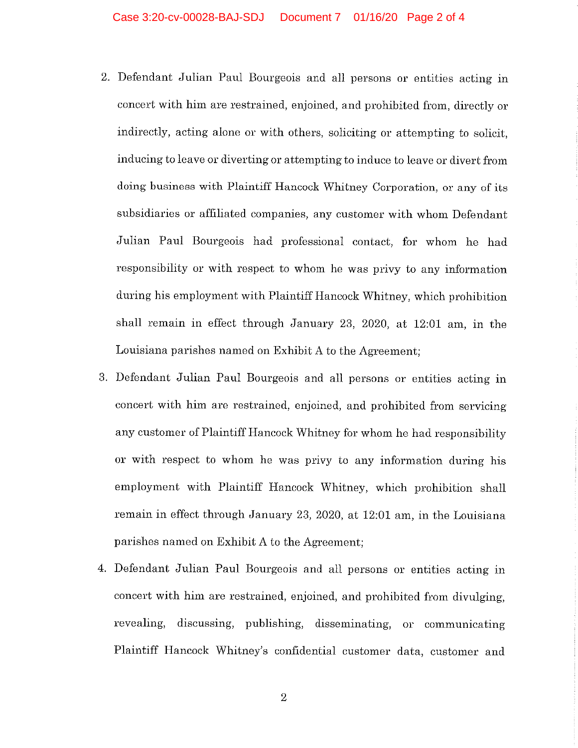2. Defendant Julian Paul Bourgeois and all persons or entities acting in concert with him are restrained, enjoined, and prohibited from, directly or indirectly, acting alone or with others, soliciting or attempting to solicit, inducing to leave or diverting or attempting to induce to leave or divert from doing business with Plaintiff Hancock Whitney Corporation, or any of its subsidiaries or affiliated companies, any customer with whom Defendant Julian Paul Bourgeois had professional contact, for whom he had responsibility or with respect to whom he was privy to any information during his employment with Plaintiff Hancock Whitney, which prohibition shall remain in effect through January 23, 2020, at 12:01 am, in the Louisiana parishes named on Exhibit A to the Agreement;
3. Defendant Julian Paul Bourgeois and all persons or entities acting in concert with him are restrained, enjoined, and prohibited from servicing any customer of Plaintiff Hancock Whitney for whom he had responsibility or with respect to whom he was privy to any information during his employment with Plaintiff Hancock Whitney, which prohibition shall remain in effect through January 23, 2020, at 12:01 am, in the Louisiana parishes named on Exhibit A to the Agreement;
4. Defendant Julian Paul Bourgeois and all persons or entities acting in concert with him are restrained, enjoined, and prohibited from divulging, revealing, discussing, publishing, disseminating, or communicating Plaintiff Hancock Whitney's confidential customer data, customer and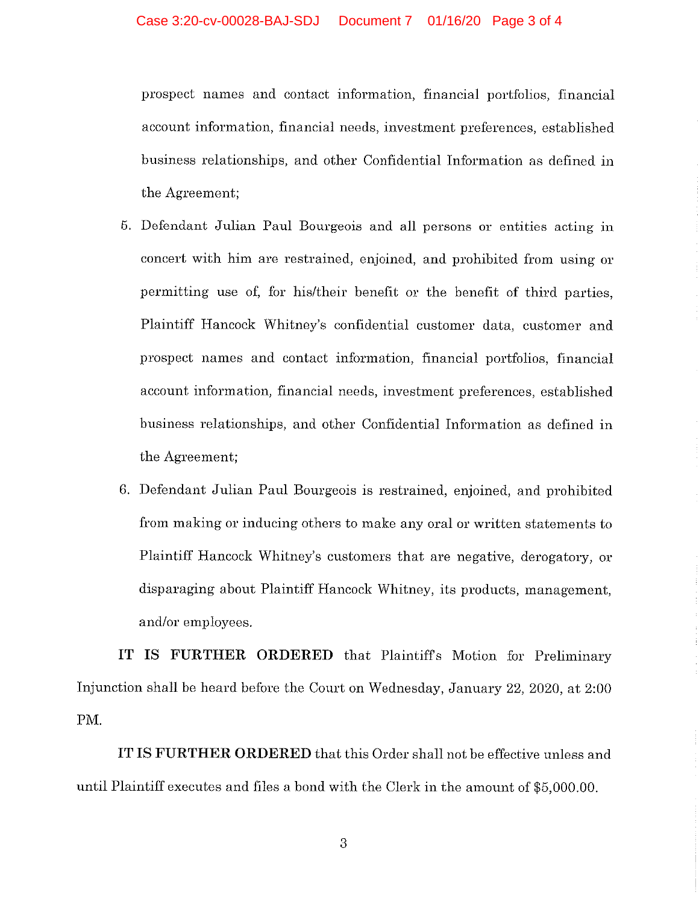prospect names and contact information, financial portfolios, financial account information, financial needs, investment preferences, established business relationships, and other Confidential Information as defined in the Agreement;

5. Defendant Julian Paul Bourgeois and all persons or entities acting in concert with him are restrained, enjoined, and prohibited from using or permitting use of, for his/their benefit or the benefit of third parties, Plaintiff Hancock Whitney's confidential customer data, customer and prospect names and contact information, financial portfolios, financial account information, financial needs, investment preferences, established business relationships, and other Confidential Information as defined in the Agreement;

6. Defendant Julian Paul Bourgeois is restrained, enjoined, and prohibited from making or inducing others to make any oral or written statements to Plaintiff Hancock Whitney's customers that are negative, derogatory, or disparaging about Plaintiff Hancock Whitney, its products, management, and/or employees.

**IT IS FURTHER ORDERED** that Plaintiff's Motion for Preliminary Injunction shall be heard before the Court on Wednesday, January 22, 2020, at 2:00 PM.

**IT IS FURTHER ORDERED** that this Order shall not be effective unless and until Plaintiff executes and files a bond with the Clerk in the amount of $5,000.00.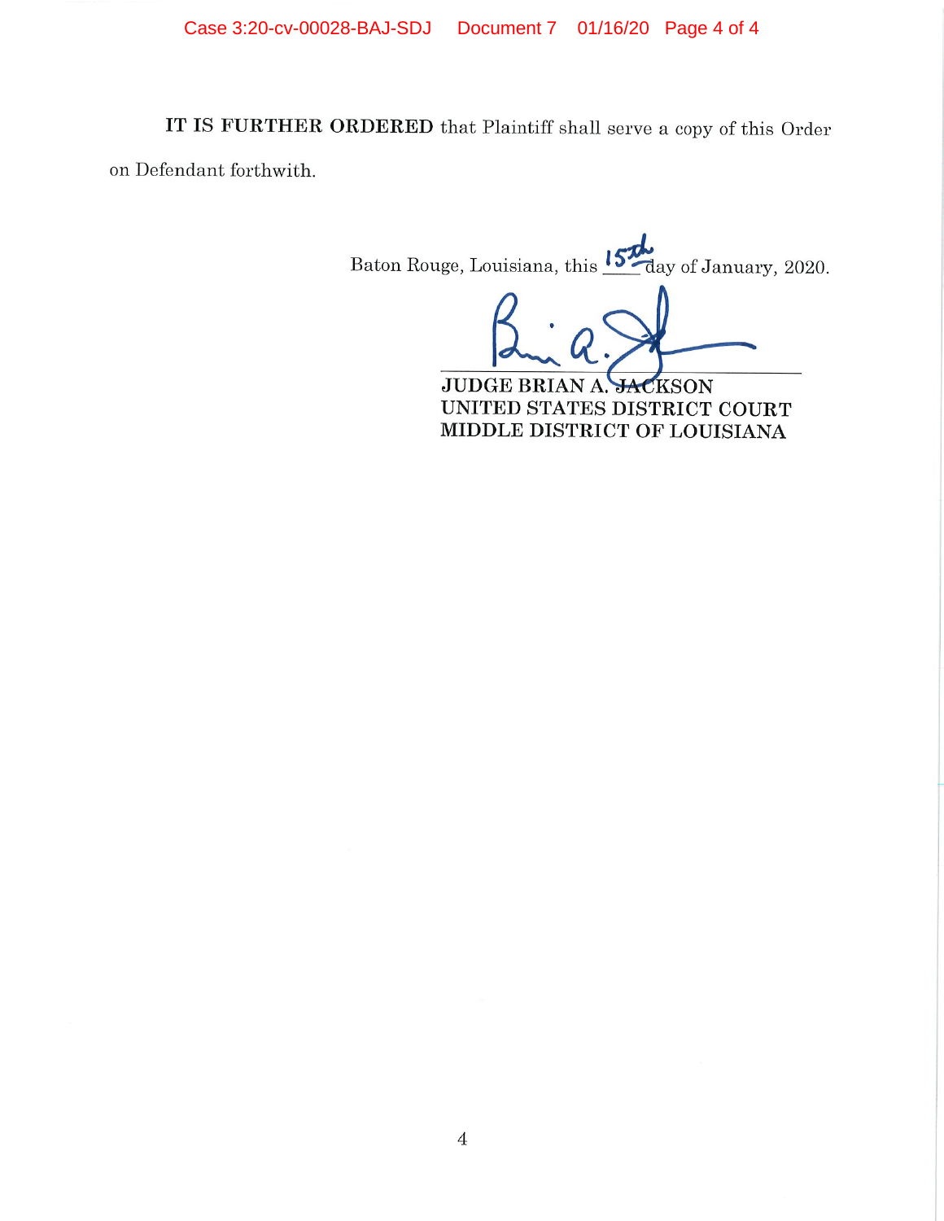**IT IS FURTHER ORDERED** that Plaintiff shall serve a copy of this Order on Defendant forthwith.

Baton Rouge, Louisiana, this 15th day of January, 2020.

JUDGE BRIAN A. JACKSON
UNITED STATES DISTRICT COURT
MIDDLE DISTRICT OF LOUISIANA